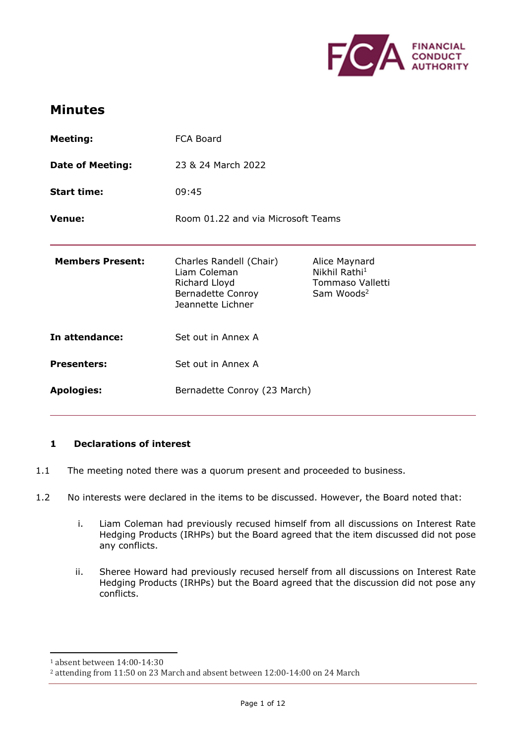# Minutes

| | | |
|---|---|---|
| **Meeting:** | FCA Board | |
| **Date of Meeting:** | 23 & 24 March 2022 | |
| **Start time:** | 09:45 | |
| **Venue:** | Room 01.22 and via Microsoft Teams | |
| **Members Present:** | Charles Randell (Chair)<br>Liam Coleman<br>Richard Lloyd<br>Bernadette Conroy<br>Jeannette Lichner | Alice Maynard<br>Nikhil Rathi[1]<br>Tommaso Valletti<br>Sam Woods[2] |
| **In attendance:** | Set out in Annex A | |
| **Presenters:** | Set out in Annex A | |
| **Apologies:** | Bernadette Conroy (23 March) | |

## 1 Declarations of interest

1.1 The meeting noted there was a quorum present and proceeded to business.

1.2 No interests were declared in the items to be discussed. However, the Board noted that:

i. Liam Coleman had previously recused himself from all discussions on Interest Rate Hedging Products (IRHPs) but the Board agreed that the item discussed did not pose any conflicts.

ii. Sheree Howard had previously recused herself from all discussions on Interest Rate Hedging Products (IRHPs) but the Board agreed that the discussion did not pose any conflicts.

---

[1] absent between 14:00-14:30

[2] attending from 11:50 on 23 March and absent between 12:00-14:00 on 24 March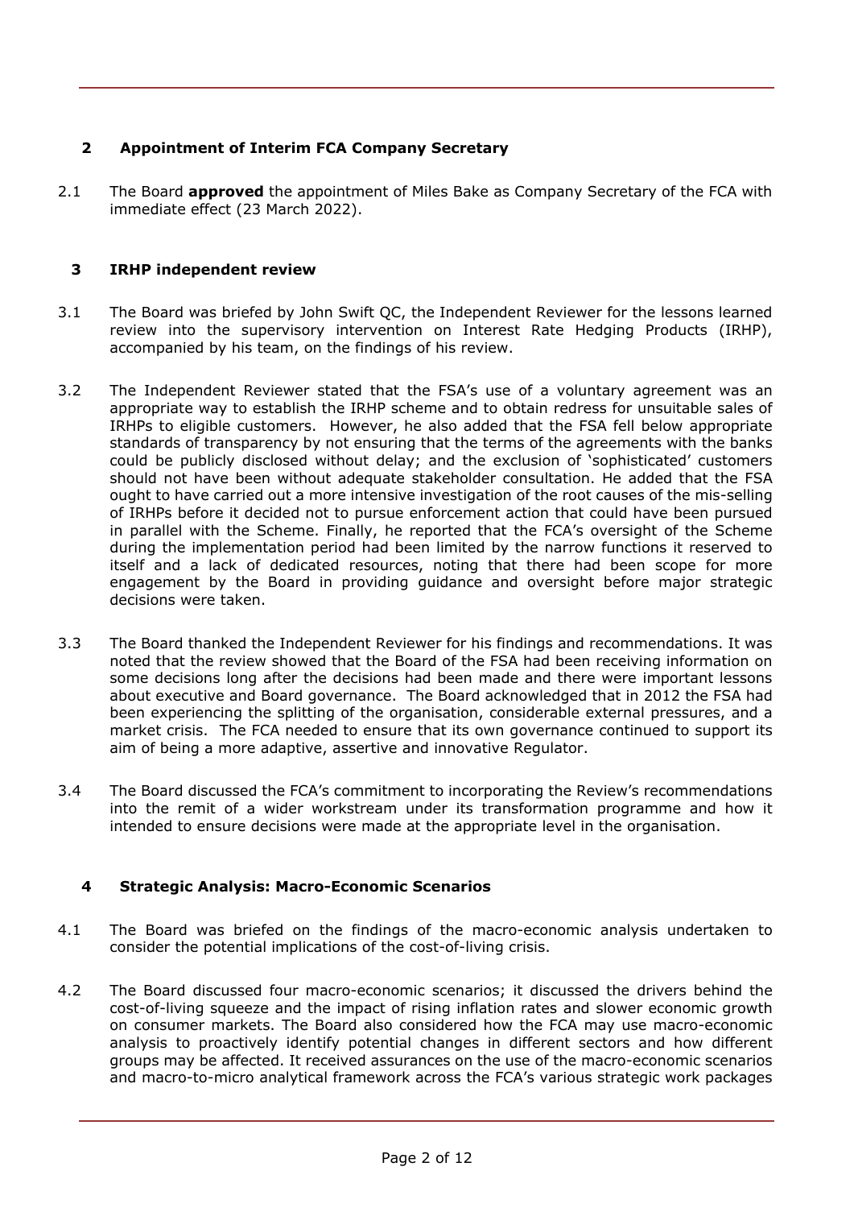## 2 Appointment of Interim FCA Company Secretary

2.1 The Board **approved** the appointment of Miles Bake as Company Secretary of the FCA with immediate effect (23 March 2022).

## 3 IRHP independent review

3.1 The Board was briefed by John Swift QC, the Independent Reviewer for the lessons learned review into the supervisory intervention on Interest Rate Hedging Products (IRHP), accompanied by his team, on the findings of his review.

3.2 The Independent Reviewer stated that the FSA's use of a voluntary agreement was an appropriate way to establish the IRHP scheme and to obtain redress for unsuitable sales of IRHPs to eligible customers. However, he also added that the FSA fell below appropriate standards of transparency by not ensuring that the terms of the agreements with the banks could be publicly disclosed without delay; and the exclusion of 'sophisticated' customers should not have been without adequate stakeholder consultation. He added that the FSA ought to have carried out a more intensive investigation of the root causes of the mis-selling of IRHPs before it decided not to pursue enforcement action that could have been pursued in parallel with the Scheme. Finally, he reported that the FCA's oversight of the Scheme during the implementation period had been limited by the narrow functions it reserved to itself and a lack of dedicated resources, noting that there had been scope for more engagement by the Board in providing guidance and oversight before major strategic decisions were taken.

3.3 The Board thanked the Independent Reviewer for his findings and recommendations. It was noted that the review showed that the Board of the FSA had been receiving information on some decisions long after the decisions had been made and there were important lessons about executive and Board governance. The Board acknowledged that in 2012 the FSA had been experiencing the splitting of the organisation, considerable external pressures, and a market crisis. The FCA needed to ensure that its own governance continued to support its aim of being a more adaptive, assertive and innovative Regulator.

3.4 The Board discussed the FCA's commitment to incorporating the Review's recommendations into the remit of a wider workstream under its transformation programme and how it intended to ensure decisions were made at the appropriate level in the organisation.

## 4 Strategic Analysis: Macro-Economic Scenarios

4.1 The Board was briefed on the findings of the macro-economic analysis undertaken to consider the potential implications of the cost-of-living crisis.

4.2 The Board discussed four macro-economic scenarios; it discussed the drivers behind the cost-of-living squeeze and the impact of rising inflation rates and slower economic growth on consumer markets. The Board also considered how the FCA may use macro-economic analysis to proactively identify potential changes in different sectors and how different groups may be affected. It received assurances on the use of the macro-economic scenarios and macro-to-micro analytical framework across the FCA's various strategic work packages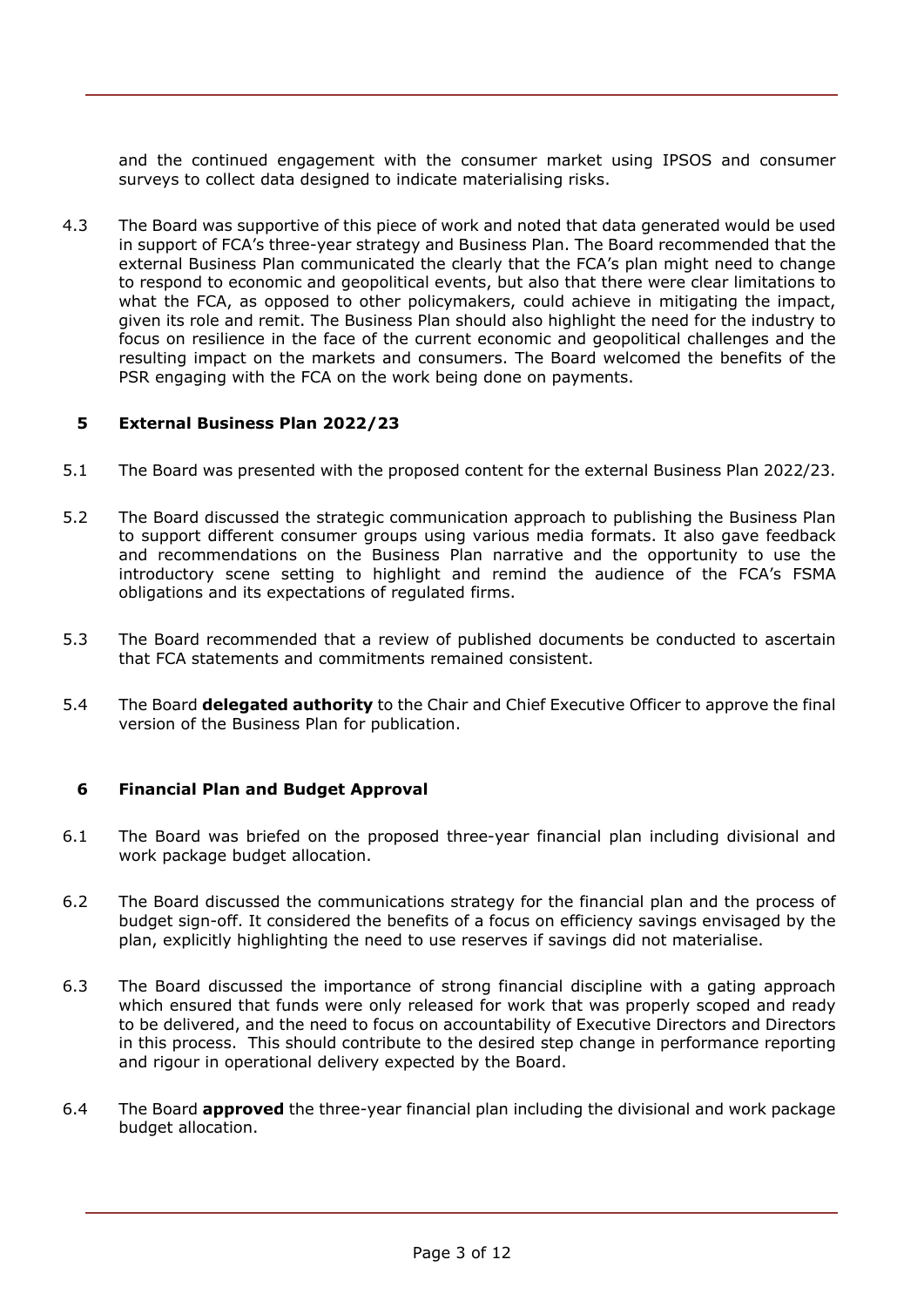and the continued engagement with the consumer market using IPSOS and consumer surveys to collect data designed to indicate materialising risks.

4.3 The Board was supportive of this piece of work and noted that data generated would be used in support of FCA's three-year strategy and Business Plan. The Board recommended that the external Business Plan communicated the clearly that the FCA's plan might need to change to respond to economic and geopolitical events, but also that there were clear limitations to what the FCA, as opposed to other policymakers, could achieve in mitigating the impact, given its role and remit. The Business Plan should also highlight the need for the industry to focus on resilience in the face of the current economic and geopolitical challenges and the resulting impact on the markets and consumers. The Board welcomed the benefits of the PSR engaging with the FCA on the work being done on payments.

## 5 External Business Plan 2022/23

5.1 The Board was presented with the proposed content for the external Business Plan 2022/23.

5.2 The Board discussed the strategic communication approach to publishing the Business Plan to support different consumer groups using various media formats. It also gave feedback and recommendations on the Business Plan narrative and the opportunity to use the introductory scene setting to highlight and remind the audience of the FCA's FSMA obligations and its expectations of regulated firms.

5.3 The Board recommended that a review of published documents be conducted to ascertain that FCA statements and commitments remained consistent.

5.4 The Board **delegated authority** to the Chair and Chief Executive Officer to approve the final version of the Business Plan for publication.

## 6 Financial Plan and Budget Approval

6.1 The Board was briefed on the proposed three-year financial plan including divisional and work package budget allocation.

6.2 The Board discussed the communications strategy for the financial plan and the process of budget sign-off. It considered the benefits of a focus on efficiency savings envisaged by the plan, explicitly highlighting the need to use reserves if savings did not materialise.

6.3 The Board discussed the importance of strong financial discipline with a gating approach which ensured that funds were only released for work that was properly scoped and ready to be delivered, and the need to focus on accountability of Executive Directors and Directors in this process. This should contribute to the desired step change in performance reporting and rigour in operational delivery expected by the Board.

6.4 The Board **approved** the three-year financial plan including the divisional and work package budget allocation.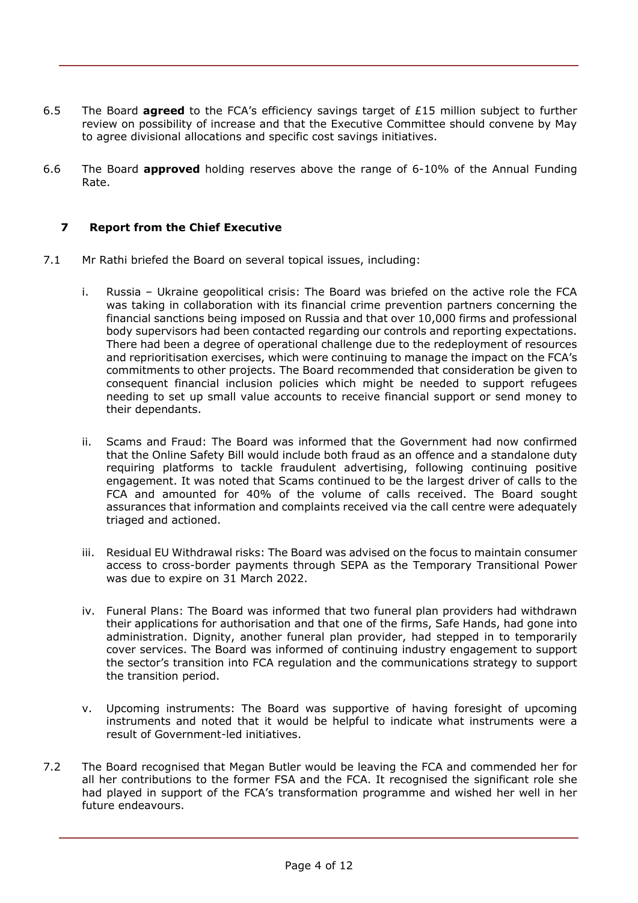6.5 The Board **agreed** to the FCA's efficiency savings target of £15 million subject to further review on possibility of increase and that the Executive Committee should convene by May to agree divisional allocations and specific cost savings initiatives.

6.6 The Board **approved** holding reserves above the range of 6-10% of the Annual Funding Rate.

## 7 Report from the Chief Executive

7.1 Mr Rathi briefed the Board on several topical issues, including:

i. Russia – Ukraine geopolitical crisis: The Board was briefed on the active role the FCA was taking in collaboration with its financial crime prevention partners concerning the financial sanctions being imposed on Russia and that over 10,000 firms and professional body supervisors had been contacted regarding our controls and reporting expectations. There had been a degree of operational challenge due to the redeployment of resources and reprioritisation exercises, which were continuing to manage the impact on the FCA's commitments to other projects. The Board recommended that consideration be given to consequent financial inclusion policies which might be needed to support refugees needing to set up small value accounts to receive financial support or send money to their dependants.

ii. Scams and Fraud: The Board was informed that the Government had now confirmed that the Online Safety Bill would include both fraud as an offence and a standalone duty requiring platforms to tackle fraudulent advertising, following continuing positive engagement. It was noted that Scams continued to be the largest driver of calls to the FCA and amounted for 40% of the volume of calls received. The Board sought assurances that information and complaints received via the call centre were adequately triaged and actioned.

iii. Residual EU Withdrawal risks: The Board was advised on the focus to maintain consumer access to cross-border payments through SEPA as the Temporary Transitional Power was due to expire on 31 March 2022.

iv. Funeral Plans: The Board was informed that two funeral plan providers had withdrawn their applications for authorisation and that one of the firms, Safe Hands, had gone into administration. Dignity, another funeral plan provider, had stepped in to temporarily cover services. The Board was informed of continuing industry engagement to support the sector's transition into FCA regulation and the communications strategy to support the transition period.

v. Upcoming instruments: The Board was supportive of having foresight of upcoming instruments and noted that it would be helpful to indicate what instruments were a result of Government-led initiatives.

7.2 The Board recognised that Megan Butler would be leaving the FCA and commended her for all her contributions to the former FSA and the FCA. It recognised the significant role she had played in support of the FCA's transformation programme and wished her well in her future endeavours.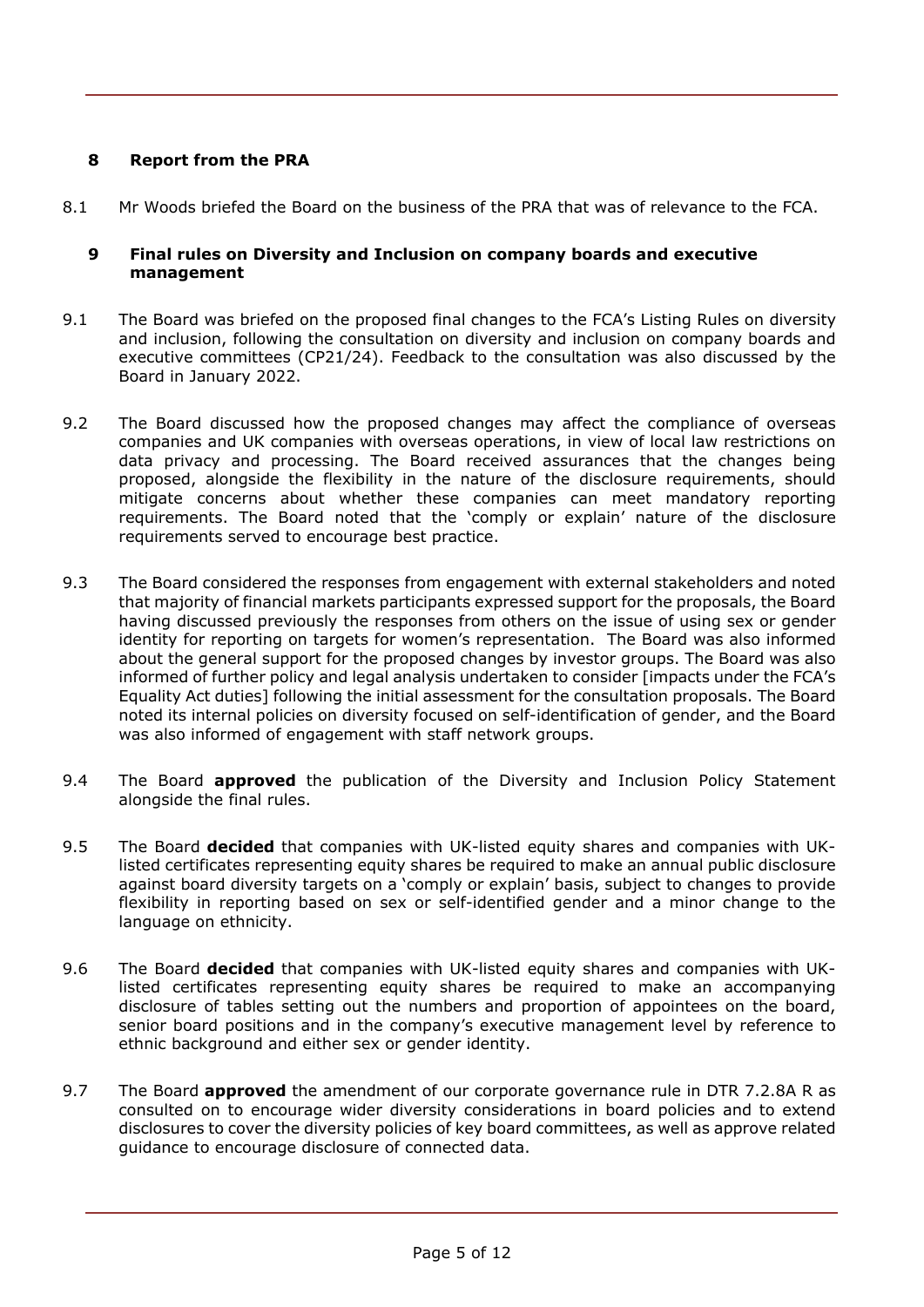## 8 Report from the PRA

8.1 Mr Woods briefed the Board on the business of the PRA that was of relevance to the FCA.

## 9 Final rules on Diversity and Inclusion on company boards and executive management

9.1 The Board was briefed on the proposed final changes to the FCA's Listing Rules on diversity and inclusion, following the consultation on diversity and inclusion on company boards and executive committees (CP21/24). Feedback to the consultation was also discussed by the Board in January 2022.

9.2 The Board discussed how the proposed changes may affect the compliance of overseas companies and UK companies with overseas operations, in view of local law restrictions on data privacy and processing. The Board received assurances that the changes being proposed, alongside the flexibility in the nature of the disclosure requirements, should mitigate concerns about whether these companies can meet mandatory reporting requirements. The Board noted that the 'comply or explain' nature of the disclosure requirements served to encourage best practice.

9.3 The Board considered the responses from engagement with external stakeholders and noted that majority of financial markets participants expressed support for the proposals, the Board having discussed previously the responses from others on the issue of using sex or gender identity for reporting on targets for women's representation. The Board was also informed about the general support for the proposed changes by investor groups. The Board was also informed of further policy and legal analysis undertaken to consider [impacts under the FCA's Equality Act duties] following the initial assessment for the consultation proposals. The Board noted its internal policies on diversity focused on self-identification of gender, and the Board was also informed of engagement with staff network groups.

9.4 The Board **approved** the publication of the Diversity and Inclusion Policy Statement alongside the final rules.

9.5 The Board **decided** that companies with UK-listed equity shares and companies with UK-listed certificates representing equity shares be required to make an annual public disclosure against board diversity targets on a 'comply or explain' basis, subject to changes to provide flexibility in reporting based on sex or self-identified gender and a minor change to the language on ethnicity.

9.6 The Board **decided** that companies with UK-listed equity shares and companies with UK-listed certificates representing equity shares be required to make an accompanying disclosure of tables setting out the numbers and proportion of appointees on the board, senior board positions and in the company's executive management level by reference to ethnic background and either sex or gender identity.

9.7 The Board **approved** the amendment of our corporate governance rule in DTR 7.2.8A R as consulted on to encourage wider diversity considerations in board policies and to extend disclosures to cover the diversity policies of key board committees, as well as approve related guidance to encourage disclosure of connected data.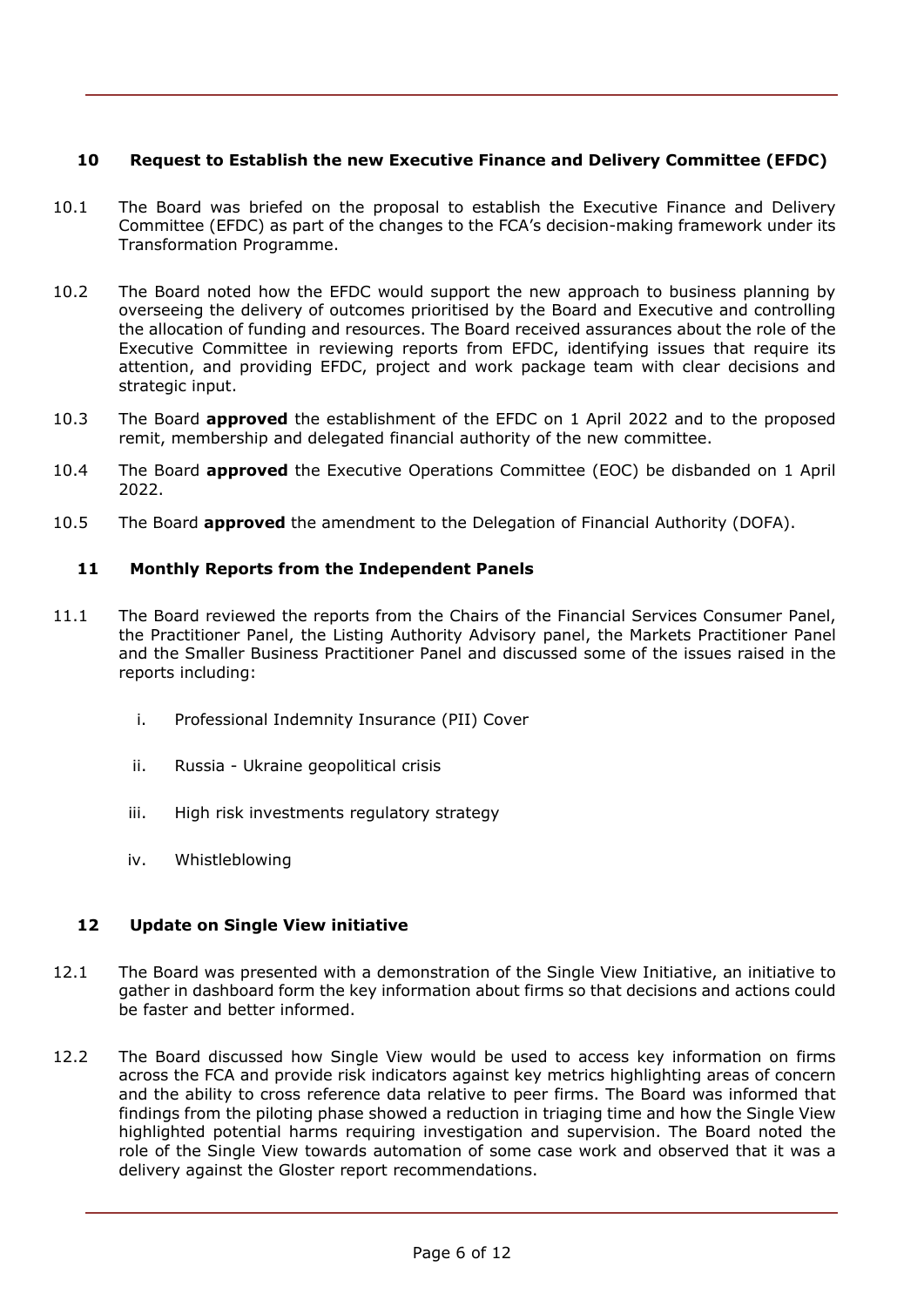## 10 Request to Establish the new Executive Finance and Delivery Committee (EFDC)

10.1 The Board was briefed on the proposal to establish the Executive Finance and Delivery Committee (EFDC) as part of the changes to the FCA's decision-making framework under its Transformation Programme.

10.2 The Board noted how the EFDC would support the new approach to business planning by overseeing the delivery of outcomes prioritised by the Board and Executive and controlling the allocation of funding and resources. The Board received assurances about the role of the Executive Committee in reviewing reports from EFDC, identifying issues that require its attention, and providing EFDC, project and work package team with clear decisions and strategic input.

10.3 The Board **approved** the establishment of the EFDC on 1 April 2022 and to the proposed remit, membership and delegated financial authority of the new committee.

10.4 The Board **approved** the Executive Operations Committee (EOC) be disbanded on 1 April 2022.

10.5 The Board **approved** the amendment to the Delegation of Financial Authority (DOFA).

## 11 Monthly Reports from the Independent Panels

11.1 The Board reviewed the reports from the Chairs of the Financial Services Consumer Panel, the Practitioner Panel, the Listing Authority Advisory panel, the Markets Practitioner Panel and the Smaller Business Practitioner Panel and discussed some of the issues raised in the reports including:

i. Professional Indemnity Insurance (PII) Cover

ii. Russia - Ukraine geopolitical crisis

iii. High risk investments regulatory strategy

iv. Whistleblowing

## 12 Update on Single View initiative

12.1 The Board was presented with a demonstration of the Single View Initiative, an initiative to gather in dashboard form the key information about firms so that decisions and actions could be faster and better informed.

12.2 The Board discussed how Single View would be used to access key information on firms across the FCA and provide risk indicators against key metrics highlighting areas of concern and the ability to cross reference data relative to peer firms. The Board was informed that findings from the piloting phase showed a reduction in triaging time and how the Single View highlighted potential harms requiring investigation and supervision. The Board noted the role of the Single View towards automation of some case work and observed that it was a delivery against the Gloster report recommendations.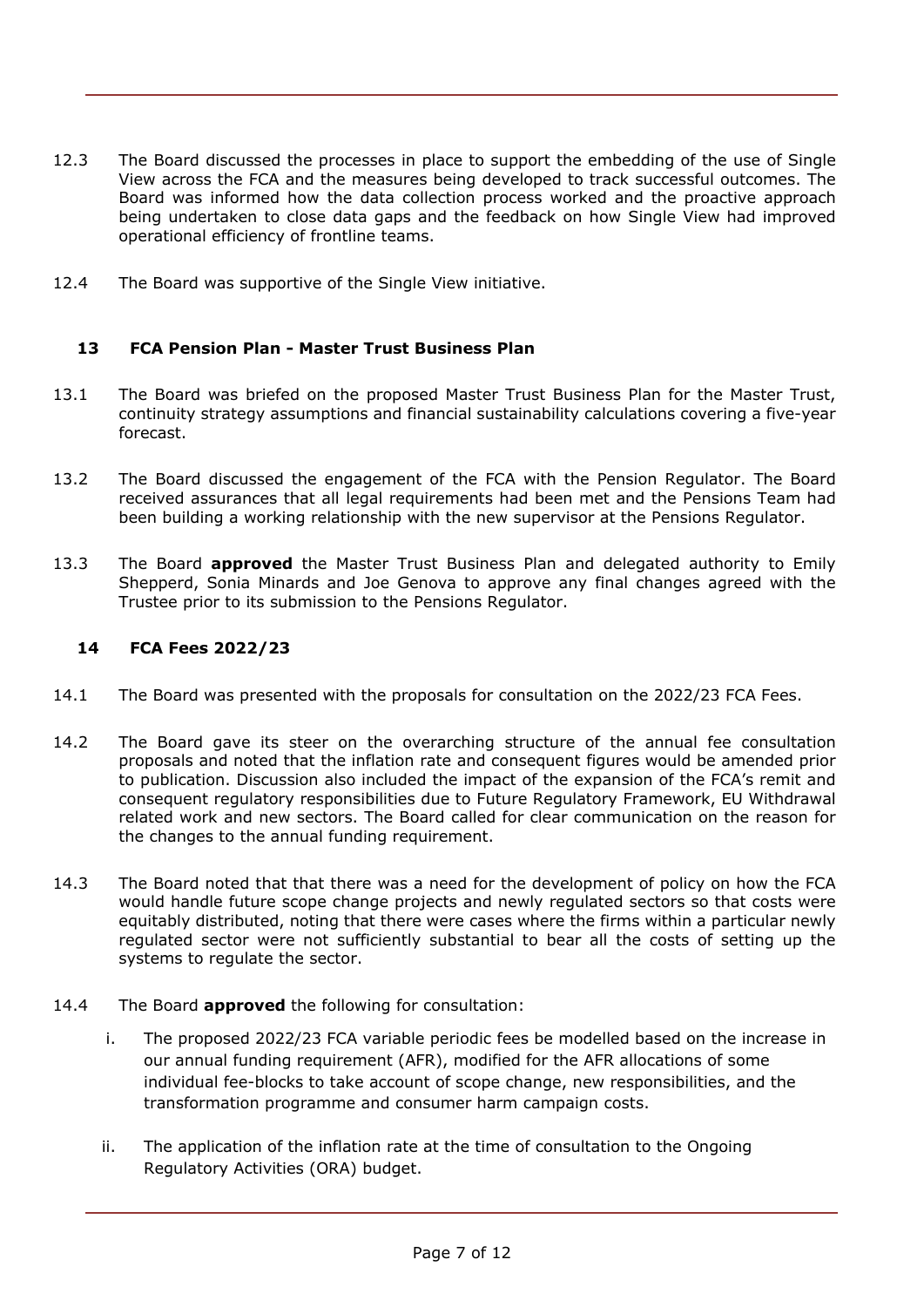12.3 The Board discussed the processes in place to support the embedding of the use of Single View across the FCA and the measures being developed to track successful outcomes. The Board was informed how the data collection process worked and the proactive approach being undertaken to close data gaps and the feedback on how Single View had improved operational efficiency of frontline teams.

12.4 The Board was supportive of the Single View initiative.

## 13 FCA Pension Plan - Master Trust Business Plan

13.1 The Board was briefed on the proposed Master Trust Business Plan for the Master Trust, continuity strategy assumptions and financial sustainability calculations covering a five-year forecast.

13.2 The Board discussed the engagement of the FCA with the Pension Regulator. The Board received assurances that all legal requirements had been met and the Pensions Team had been building a working relationship with the new supervisor at the Pensions Regulator.

13.3 The Board **approved** the Master Trust Business Plan and delegated authority to Emily Shepperd, Sonia Minards and Joe Genova to approve any final changes agreed with the Trustee prior to its submission to the Pensions Regulator.

## 14 FCA Fees 2022/23

14.1 The Board was presented with the proposals for consultation on the 2022/23 FCA Fees.

14.2 The Board gave its steer on the overarching structure of the annual fee consultation proposals and noted that the inflation rate and consequent figures would be amended prior to publication. Discussion also included the impact of the expansion of the FCA's remit and consequent regulatory responsibilities due to Future Regulatory Framework, EU Withdrawal related work and new sectors. The Board called for clear communication on the reason for the changes to the annual funding requirement.

14.3 The Board noted that that there was a need for the development of policy on how the FCA would handle future scope change projects and newly regulated sectors so that costs were equitably distributed, noting that there were cases where the firms within a particular newly regulated sector were not sufficiently substantial to bear all the costs of setting up the systems to regulate the sector.

14.4 The Board **approved** the following for consultation:

i. The proposed 2022/23 FCA variable periodic fees be modelled based on the increase in our annual funding requirement (AFR), modified for the AFR allocations of some individual fee-blocks to take account of scope change, new responsibilities, and the transformation programme and consumer harm campaign costs.

ii. The application of the inflation rate at the time of consultation to the Ongoing Regulatory Activities (ORA) budget.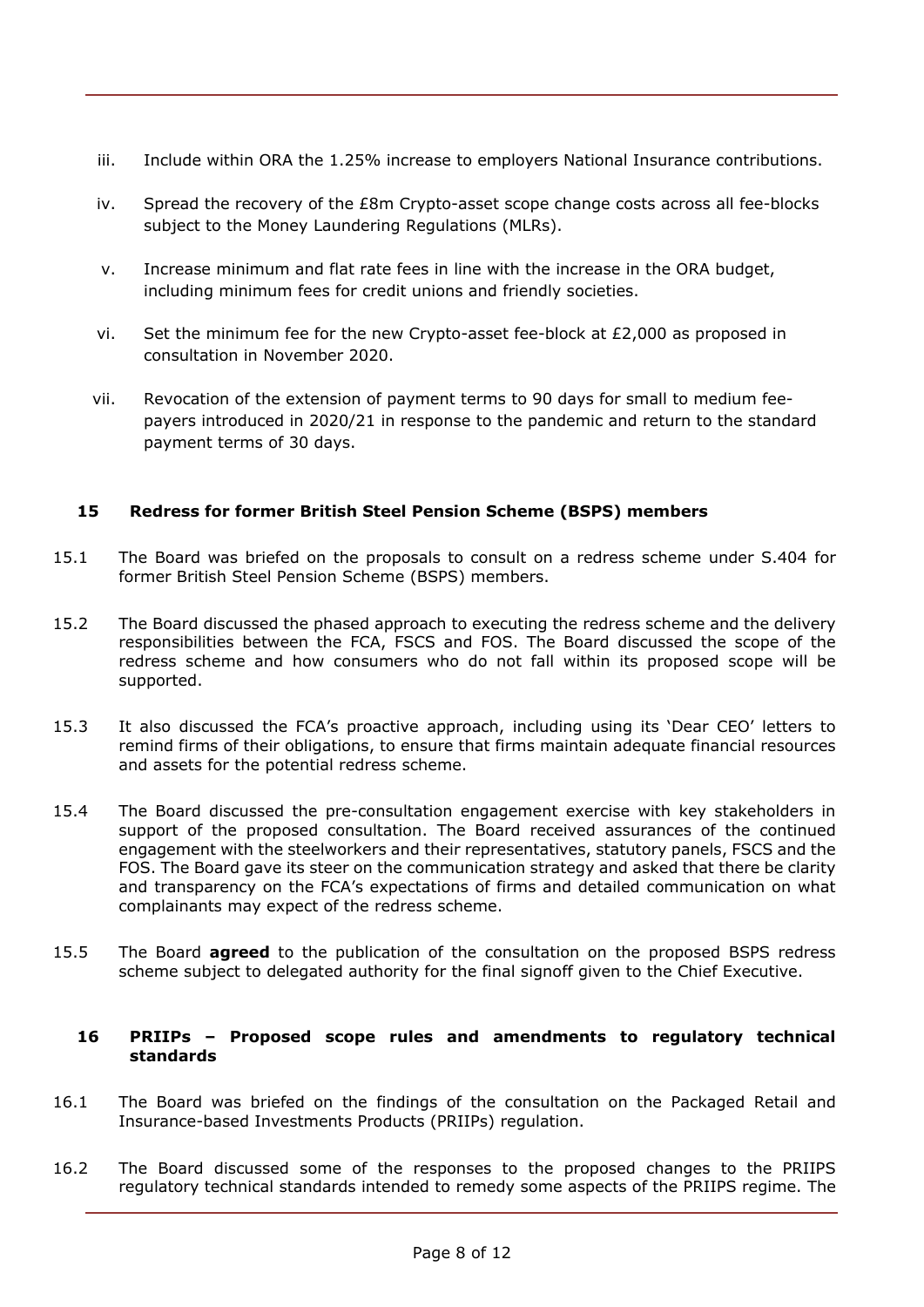iii. Include within ORA the 1.25% increase to employers National Insurance contributions.

iv. Spread the recovery of the £8m Crypto-asset scope change costs across all fee-blocks subject to the Money Laundering Regulations (MLRs).

v. Increase minimum and flat rate fees in line with the increase in the ORA budget, including minimum fees for credit unions and friendly societies.

vi. Set the minimum fee for the new Crypto-asset fee-block at £2,000 as proposed in consultation in November 2020.

vii. Revocation of the extension of payment terms to 90 days for small to medium fee-payers introduced in 2020/21 in response to the pandemic and return to the standard payment terms of 30 days.

## 15 Redress for former British Steel Pension Scheme (BSPS) members

15.1 The Board was briefed on the proposals to consult on a redress scheme under S.404 for former British Steel Pension Scheme (BSPS) members.

15.2 The Board discussed the phased approach to executing the redress scheme and the delivery responsibilities between the FCA, FSCS and FOS. The Board discussed the scope of the redress scheme and how consumers who do not fall within its proposed scope will be supported.

15.3 It also discussed the FCA's proactive approach, including using its 'Dear CEO' letters to remind firms of their obligations, to ensure that firms maintain adequate financial resources and assets for the potential redress scheme.

15.4 The Board discussed the pre-consultation engagement exercise with key stakeholders in support of the proposed consultation. The Board received assurances of the continued engagement with the steelworkers and their representatives, statutory panels, FSCS and the FOS. The Board gave its steer on the communication strategy and asked that there be clarity and transparency on the FCA's expectations of firms and detailed communication on what complainants may expect of the redress scheme.

15.5 The Board **agreed** to the publication of the consultation on the proposed BSPS redress scheme subject to delegated authority for the final signoff given to the Chief Executive.

## 16 PRIIPs – Proposed scope rules and amendments to regulatory technical standards

16.1 The Board was briefed on the findings of the consultation on the Packaged Retail and Insurance-based Investments Products (PRIIPs) regulation.

16.2 The Board discussed some of the responses to the proposed changes to the PRIIPS regulatory technical standards intended to remedy some aspects of the PRIIPS regime. The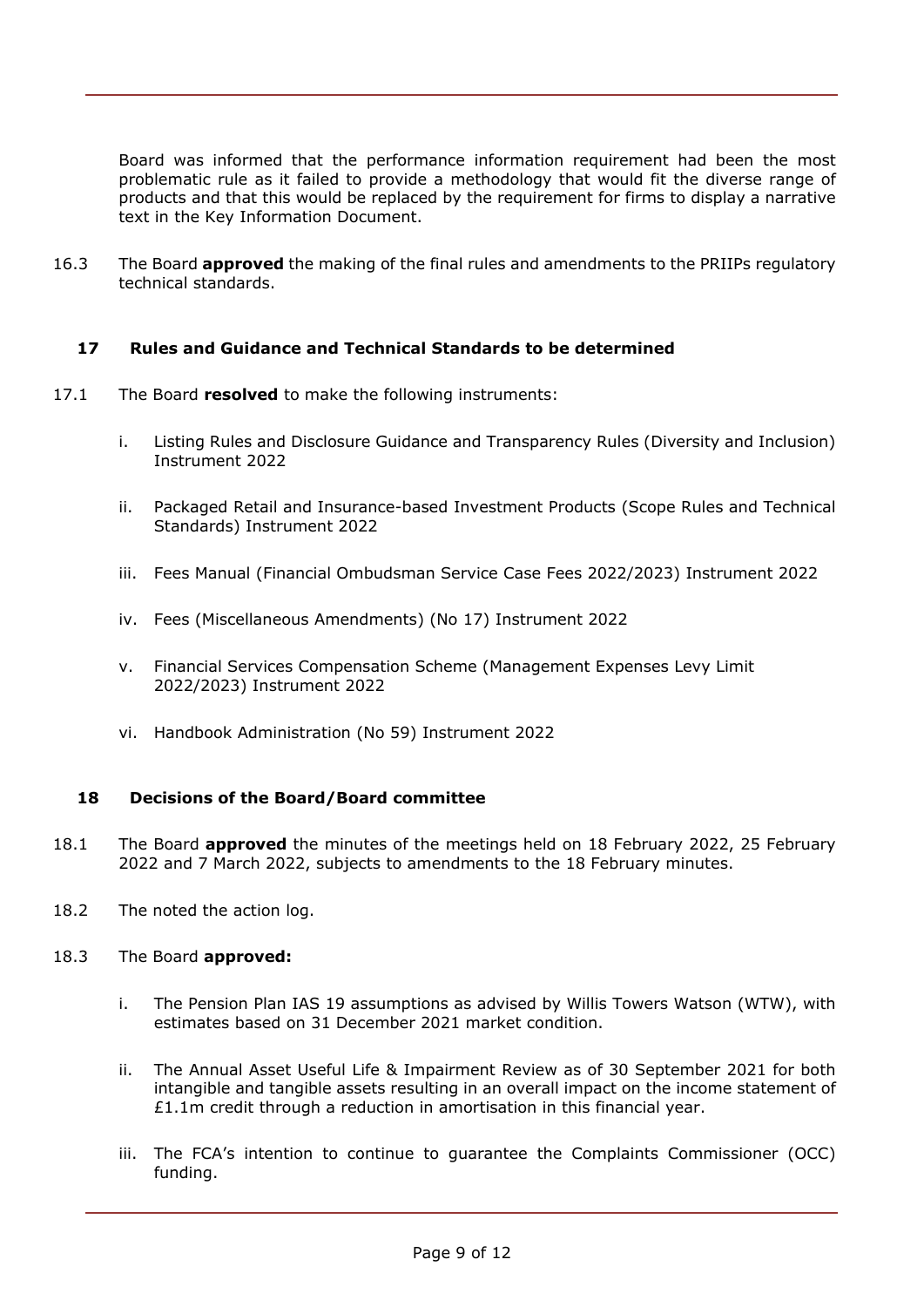Board was informed that the performance information requirement had been the most problematic rule as it failed to provide a methodology that would fit the diverse range of products and that this would be replaced by the requirement for firms to display a narrative text in the Key Information Document.

16.3 The Board **approved** the making of the final rules and amendments to the PRIIPs regulatory technical standards.

## 17 Rules and Guidance and Technical Standards to be determined

17.1 The Board **resolved** to make the following instruments:

i. Listing Rules and Disclosure Guidance and Transparency Rules (Diversity and Inclusion) Instrument 2022

ii. Packaged Retail and Insurance-based Investment Products (Scope Rules and Technical Standards) Instrument 2022

iii. Fees Manual (Financial Ombudsman Service Case Fees 2022/2023) Instrument 2022

iv. Fees (Miscellaneous Amendments) (No 17) Instrument 2022

v. Financial Services Compensation Scheme (Management Expenses Levy Limit 2022/2023) Instrument 2022

vi. Handbook Administration (No 59) Instrument 2022

## 18 Decisions of the Board/Board committee

18.1 The Board **approved** the minutes of the meetings held on 18 February 2022, 25 February 2022 and 7 March 2022, subjects to amendments to the 18 February minutes.

18.2 The noted the action log.

18.3 The Board **approved:**

i. The Pension Plan IAS 19 assumptions as advised by Willis Towers Watson (WTW), with estimates based on 31 December 2021 market condition.

ii. The Annual Asset Useful Life & Impairment Review as of 30 September 2021 for both intangible and tangible assets resulting in an overall impact on the income statement of £1.1m credit through a reduction in amortisation in this financial year.

iii. The FCA's intention to continue to guarantee the Complaints Commissioner (OCC) funding.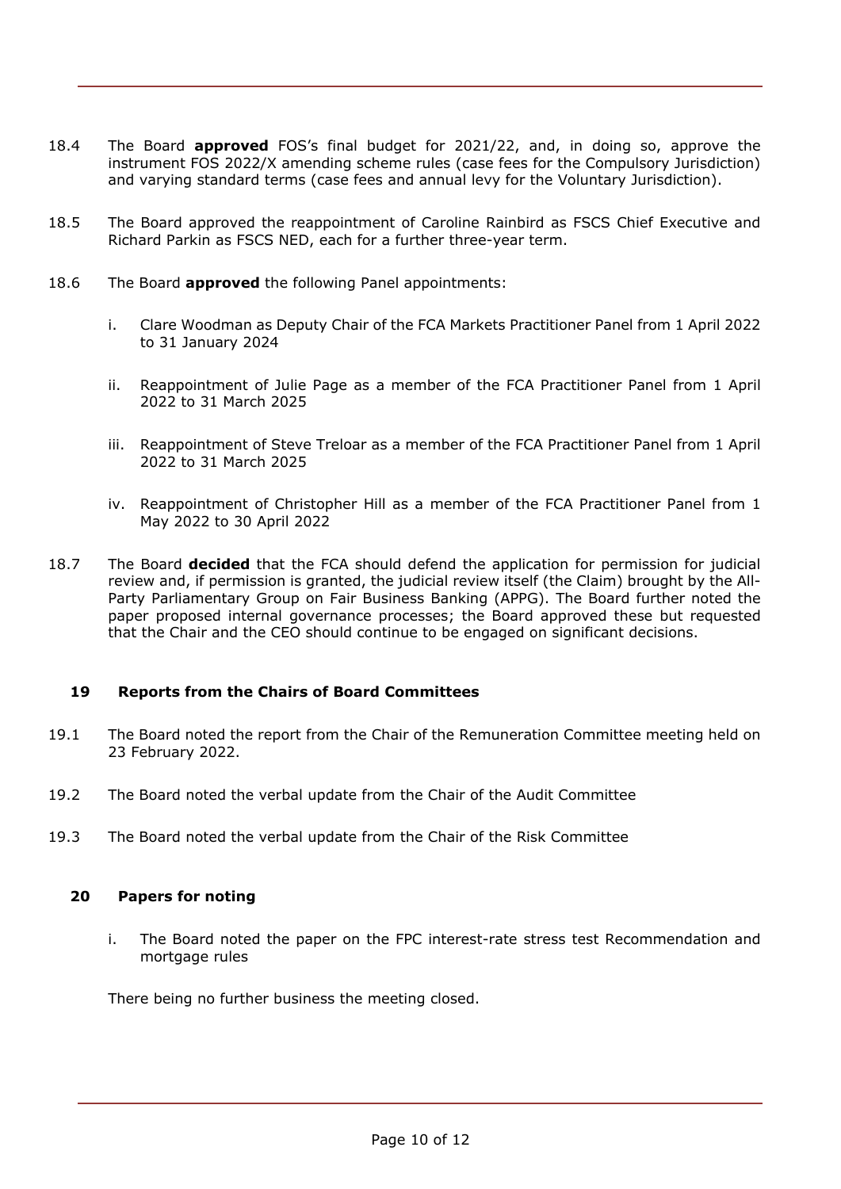18.4 The Board **approved** FOS's final budget for 2021/22, and, in doing so, approve the instrument FOS 2022/X amending scheme rules (case fees for the Compulsory Jurisdiction) and varying standard terms (case fees and annual levy for the Voluntary Jurisdiction).

18.5 The Board approved the reappointment of Caroline Rainbird as FSCS Chief Executive and Richard Parkin as FSCS NED, each for a further three-year term.

18.6 The Board **approved** the following Panel appointments:

i. Clare Woodman as Deputy Chair of the FCA Markets Practitioner Panel from 1 April 2022 to 31 January 2024

ii. Reappointment of Julie Page as a member of the FCA Practitioner Panel from 1 April 2022 to 31 March 2025

iii. Reappointment of Steve Treloar as a member of the FCA Practitioner Panel from 1 April 2022 to 31 March 2025

iv. Reappointment of Christopher Hill as a member of the FCA Practitioner Panel from 1 May 2022 to 30 April 2022

18.7 The Board **decided** that the FCA should defend the application for permission for judicial review and, if permission is granted, the judicial review itself (the Claim) brought by the All-Party Parliamentary Group on Fair Business Banking (APPG). The Board further noted the paper proposed internal governance processes; the Board approved these but requested that the Chair and the CEO should continue to be engaged on significant decisions.

## 19 Reports from the Chairs of Board Committees

19.1 The Board noted the report from the Chair of the Remuneration Committee meeting held on 23 February 2022.

19.2 The Board noted the verbal update from the Chair of the Audit Committee

19.3 The Board noted the verbal update from the Chair of the Risk Committee

## 20 Papers for noting

i. The Board noted the paper on the FPC interest-rate stress test Recommendation and mortgage rules

There being no further business the meeting closed.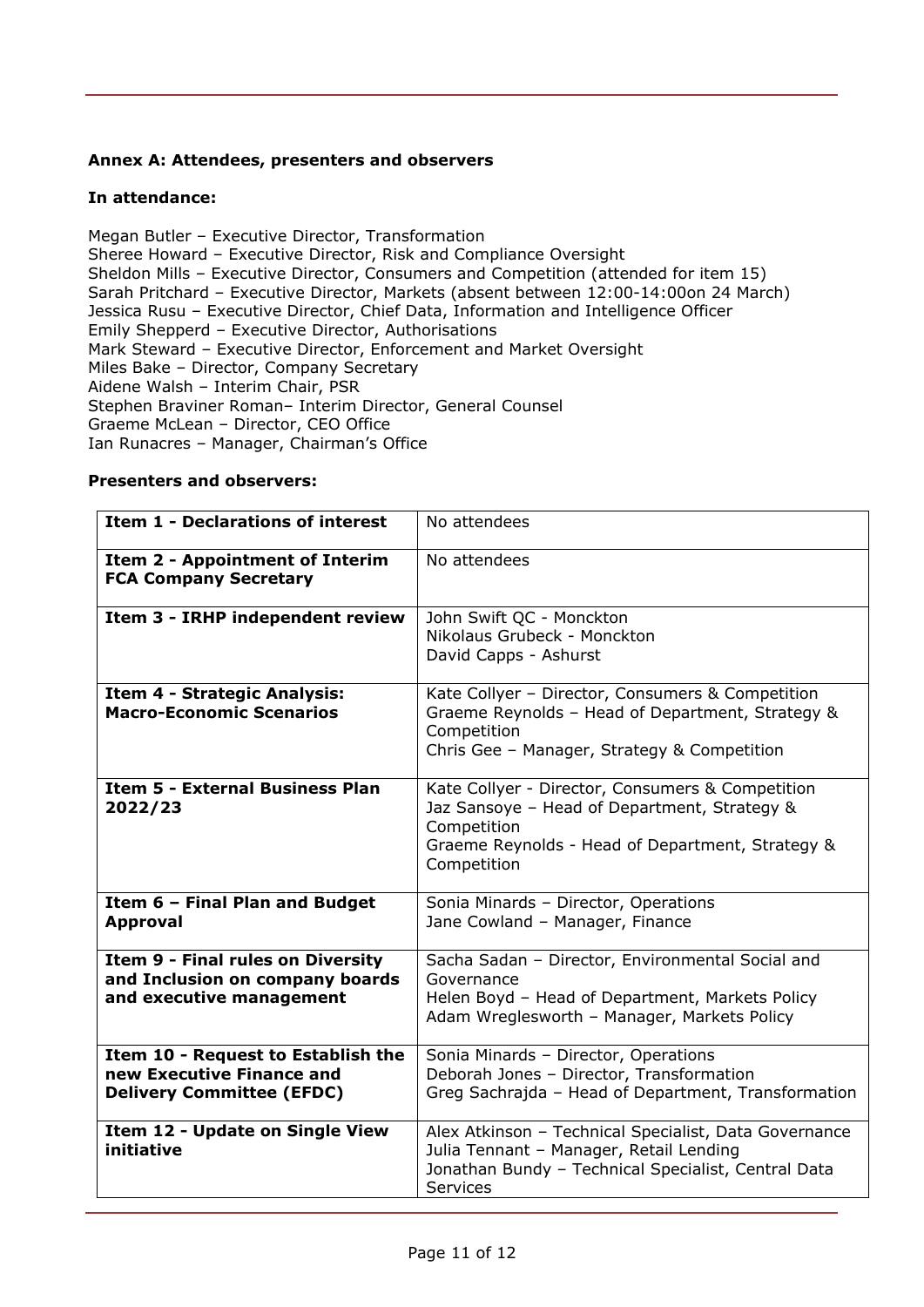**Annex A: Attendees, presenters and observers**

**In attendance:**

Megan Butler – Executive Director, Transformation
Sheree Howard – Executive Director, Risk and Compliance Oversight
Sheldon Mills – Executive Director, Consumers and Competition (attended for item 15)
Sarah Pritchard – Executive Director, Markets (absent between 12:00-14:00on 24 March)
Jessica Rusu – Executive Director, Chief Data, Information and Intelligence Officer
Emily Shepperd – Executive Director, Authorisations
Mark Steward – Executive Director, Enforcement and Market Oversight
Miles Bake – Director, Company Secretary
Aidene Walsh – Interim Chair, PSR
Stephen Braviner Roman– Interim Director, General Counsel
Graeme McLean – Director, CEO Office
Ian Runacres – Manager, Chairman's Office

**Presenters and observers:**

| | |
|---|---|
| **Item 1 - Declarations of interest** | No attendees |
| **Item 2 - Appointment of Interim FCA Company Secretary** | No attendees |
| **Item 3 - IRHP independent review** | John Swift QC - Monckton<br>Nikolaus Grubeck - Monckton<br>David Capps - Ashurst |
| **Item 4 - Strategic Analysis: Macro-Economic Scenarios** | Kate Collyer – Director, Consumers & Competition<br>Graeme Reynolds – Head of Department, Strategy & Competition<br>Chris Gee – Manager, Strategy & Competition |
| **Item 5 - External Business Plan 2022/23** | Kate Collyer - Director, Consumers & Competition<br>Jaz Sansoye – Head of Department, Strategy & Competition<br>Graeme Reynolds - Head of Department, Strategy & Competition |
| **Item 6 – Final Plan and Budget Approval** | Sonia Minards – Director, Operations<br>Jane Cowland – Manager, Finance |
| **Item 9 - Final rules on Diversity and Inclusion on company boards and executive management** | Sacha Sadan – Director, Environmental Social and Governance<br>Helen Boyd – Head of Department, Markets Policy<br>Adam Wreglesworth – Manager, Markets Policy |
| **Item 10 - Request to Establish the new Executive Finance and Delivery Committee (EFDC)** | Sonia Minards – Director, Operations<br>Deborah Jones – Director, Transformation<br>Greg Sachrajda – Head of Department, Transformation |
| **Item 12 - Update on Single View initiative** | Alex Atkinson – Technical Specialist, Data Governance<br>Julia Tennant – Manager, Retail Lending<br>Jonathan Bundy – Technical Specialist, Central Data Services |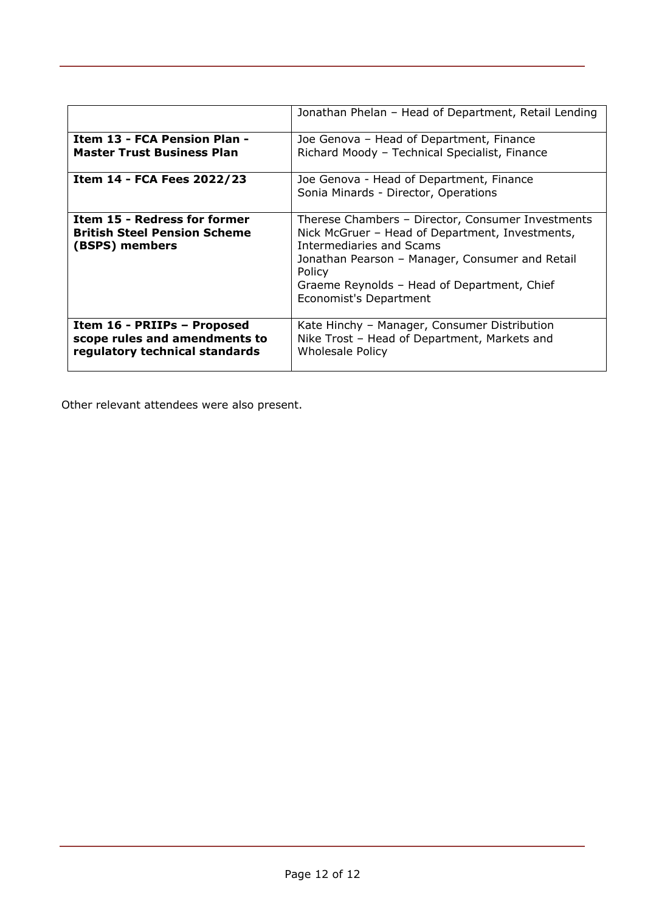| | |
|---|---|
| | Jonathan Phelan – Head of Department, Retail Lending |
| **Item 13 - FCA Pension Plan - Master Trust Business Plan** | Joe Genova – Head of Department, Finance<br>Richard Moody – Technical Specialist, Finance |
| **Item 14 - FCA Fees 2022/23** | Joe Genova - Head of Department, Finance<br>Sonia Minards - Director, Operations |
| **Item 15 - Redress for former British Steel Pension Scheme (BSPS) members** | Therese Chambers – Director, Consumer Investments<br>Nick McGruer – Head of Department, Investments, Intermediaries and Scams<br>Jonathan Pearson – Manager, Consumer and Retail Policy<br>Graeme Reynolds – Head of Department, Chief Economist's Department |
| **Item 16 - PRIIPs – Proposed scope rules and amendments to regulatory technical standards** | Kate Hinchy – Manager, Consumer Distribution<br>Nike Trost – Head of Department, Markets and Wholesale Policy |

Other relevant attendees were also present.